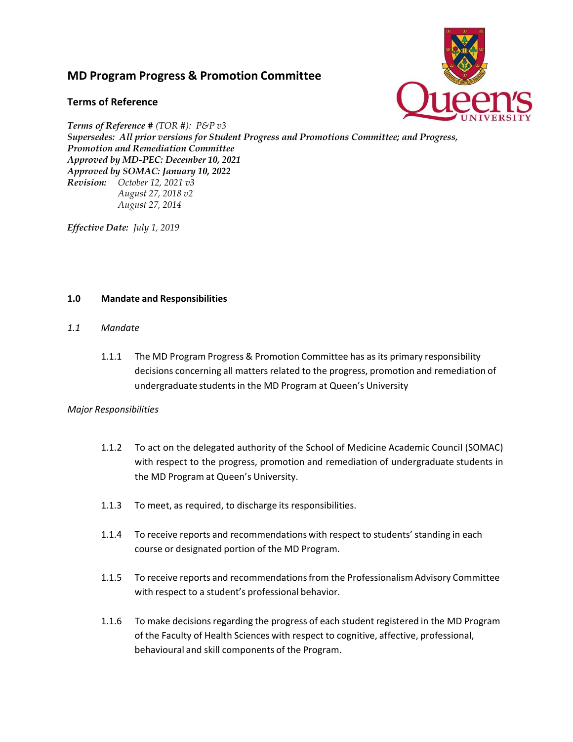# MD Program Progress & Promotion Committee

## Terms of Reference

***Terms of Reference #*** *(TOR #): P&P v3*
***Supersedes: All prior versions for Student Progress and Promotions Committee; and Progress, Promotion and Remediation Committee***
***Approved by MD-PEC: December 10, 2021***
***Approved by SOMAC: January 10, 2022***
***Revision:*** *October 12, 2021 v3*
*August 27, 2018 v2*
*August 27, 2014*

***Effective Date:*** *July 1, 2019*

### 1.0 Mandate and Responsibilities

*1.1 Mandate*

1.1.1 The MD Program Progress & Promotion Committee has as its primary responsibility decisions concerning all matters related to the progress, promotion and remediation of undergraduate students in the MD Program at Queen's University

*Major Responsibilities*

1.1.2 To act on the delegated authority of the School of Medicine Academic Council (SOMAC) with respect to the progress, promotion and remediation of undergraduate students in the MD Program at Queen's University.

1.1.3 To meet, as required, to discharge its responsibilities.

1.1.4 To receive reports and recommendations with respect to students' standing in each course or designated portion of the MD Program.

1.1.5 To receive reports and recommendations from the Professionalism Advisory Committee with respect to a student's professional behavior.

1.1.6 To make decisions regarding the progress of each student registered in the MD Program of the Faculty of Health Sciences with respect to cognitive, affective, professional, behavioural and skill components of the Program.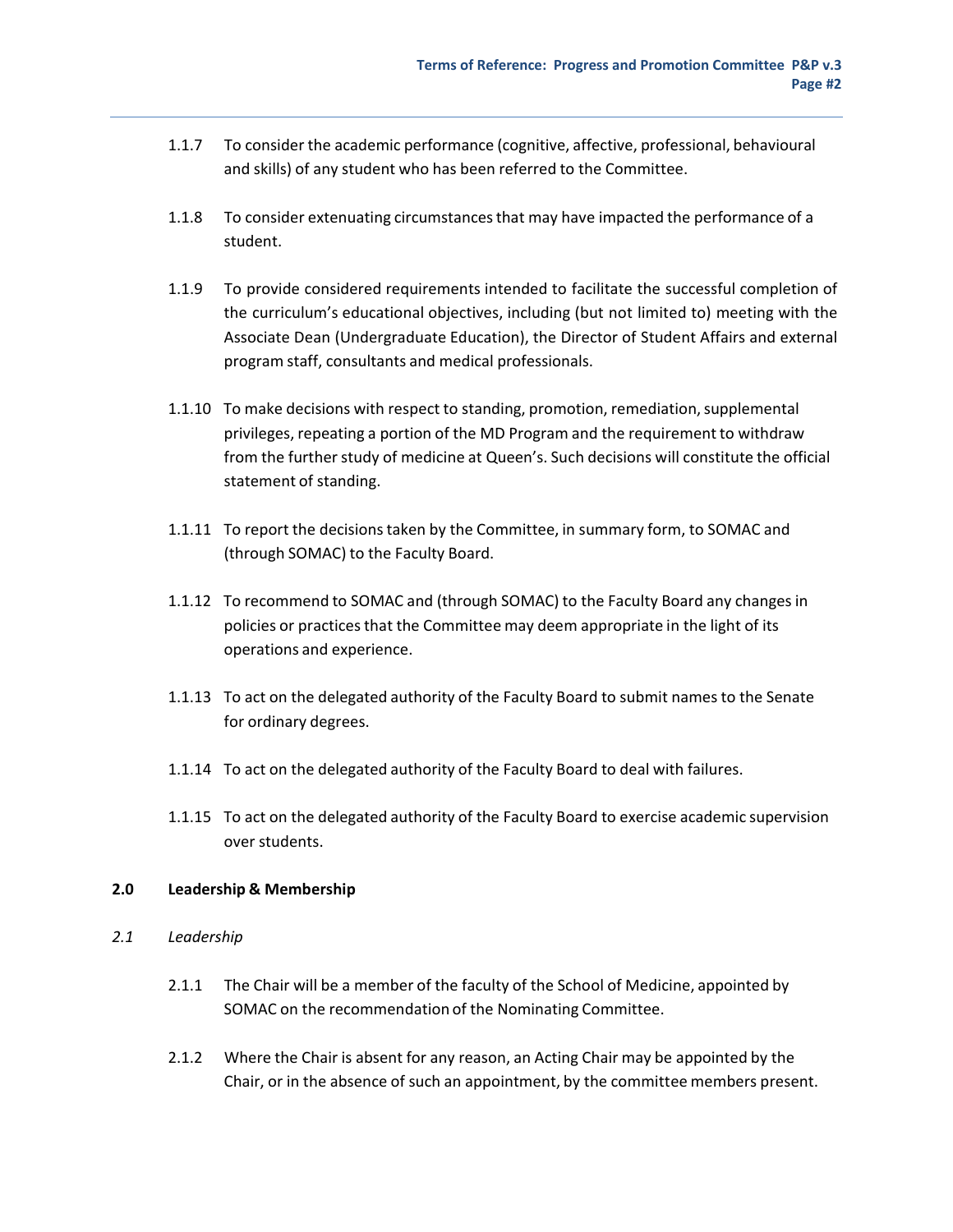1.1.7 To consider the academic performance (cognitive, affective, professional, behavioural and skills) of any student who has been referred to the Committee.

1.1.8 To consider extenuating circumstances that may have impacted the performance of a student.

1.1.9 To provide considered requirements intended to facilitate the successful completion of the curriculum's educational objectives, including (but not limited to) meeting with the Associate Dean (Undergraduate Education), the Director of Student Affairs and external program staff, consultants and medical professionals.

1.1.10 To make decisions with respect to standing, promotion, remediation, supplemental privileges, repeating a portion of the MD Program and the requirement to withdraw from the further study of medicine at Queen's. Such decisions will constitute the official statement of standing.

1.1.11 To report the decisions taken by the Committee, in summary form, to SOMAC and (through SOMAC) to the Faculty Board.

1.1.12 To recommend to SOMAC and (through SOMAC) to the Faculty Board any changes in policies or practices that the Committee may deem appropriate in the light of its operations and experience.

1.1.13 To act on the delegated authority of the Faculty Board to submit names to the Senate for ordinary degrees.

1.1.14 To act on the delegated authority of the Faculty Board to deal with failures.

1.1.15 To act on the delegated authority of the Faculty Board to exercise academic supervision over students.

## 2.0 Leadership & Membership

### *2.1 Leadership*

2.1.1 The Chair will be a member of the faculty of the School of Medicine, appointed by SOMAC on the recommendation of the Nominating Committee.

2.1.2 Where the Chair is absent for any reason, an Acting Chair may be appointed by the Chair, or in the absence of such an appointment, by the committee members present.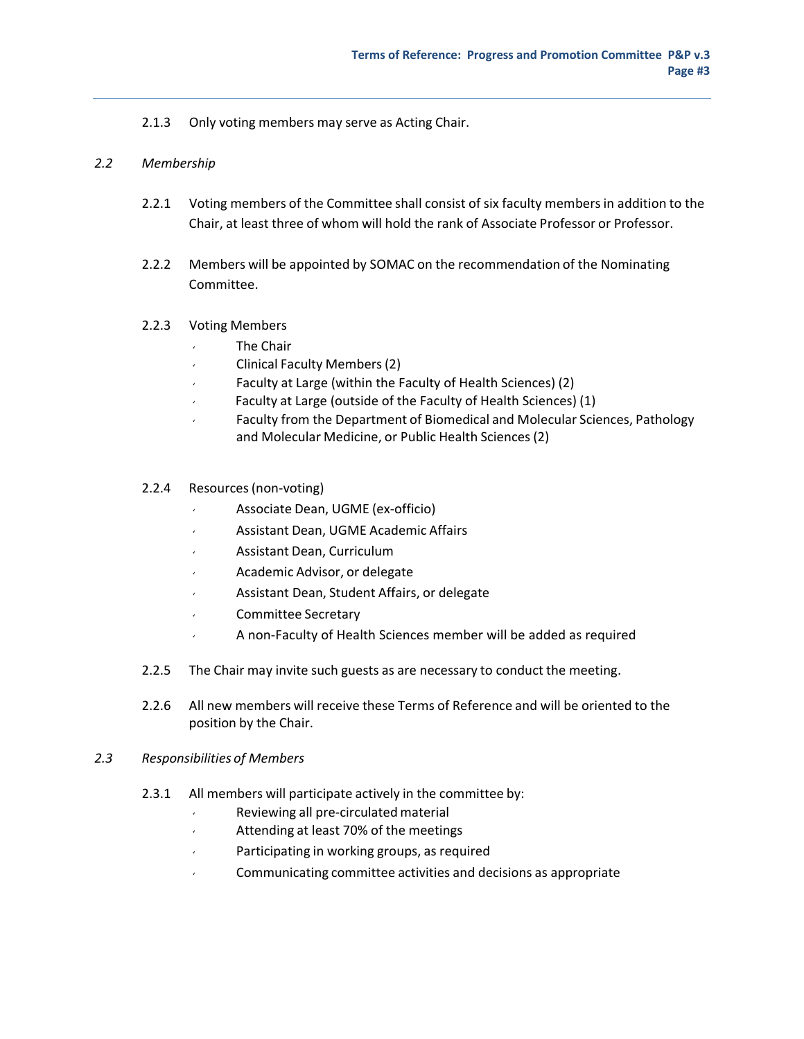2.1.3 Only voting members may serve as Acting Chair.

*2.2 Membership*

2.2.1 Voting members of the Committee shall consist of six faculty members in addition to the Chair, at least three of whom will hold the rank of Associate Professor or Professor.

2.2.2 Members will be appointed by SOMAC on the recommendation of the Nominating Committee.

2.2.3 Voting Members

- The Chair
- Clinical Faculty Members (2)
- Faculty at Large (within the Faculty of Health Sciences) (2)
- Faculty at Large (outside of the Faculty of Health Sciences) (1)
- Faculty from the Department of Biomedical and Molecular Sciences, Pathology and Molecular Medicine, or Public Health Sciences (2)

2.2.4 Resources (non-voting)

- Associate Dean, UGME (ex-officio)
- Assistant Dean, UGME Academic Affairs
- Assistant Dean, Curriculum
- Academic Advisor, or delegate
- Assistant Dean, Student Affairs, or delegate
- Committee Secretary
- A non-Faculty of Health Sciences member will be added as required

2.2.5 The Chair may invite such guests as are necessary to conduct the meeting.

2.2.6 All new members will receive these Terms of Reference and will be oriented to the position by the Chair.

*2.3 Responsibilities of Members*

2.3.1 All members will participate actively in the committee by:

- Reviewing all pre-circulated material
- Attending at least 70% of the meetings
- Participating in working groups, as required
- Communicating committee activities and decisions as appropriate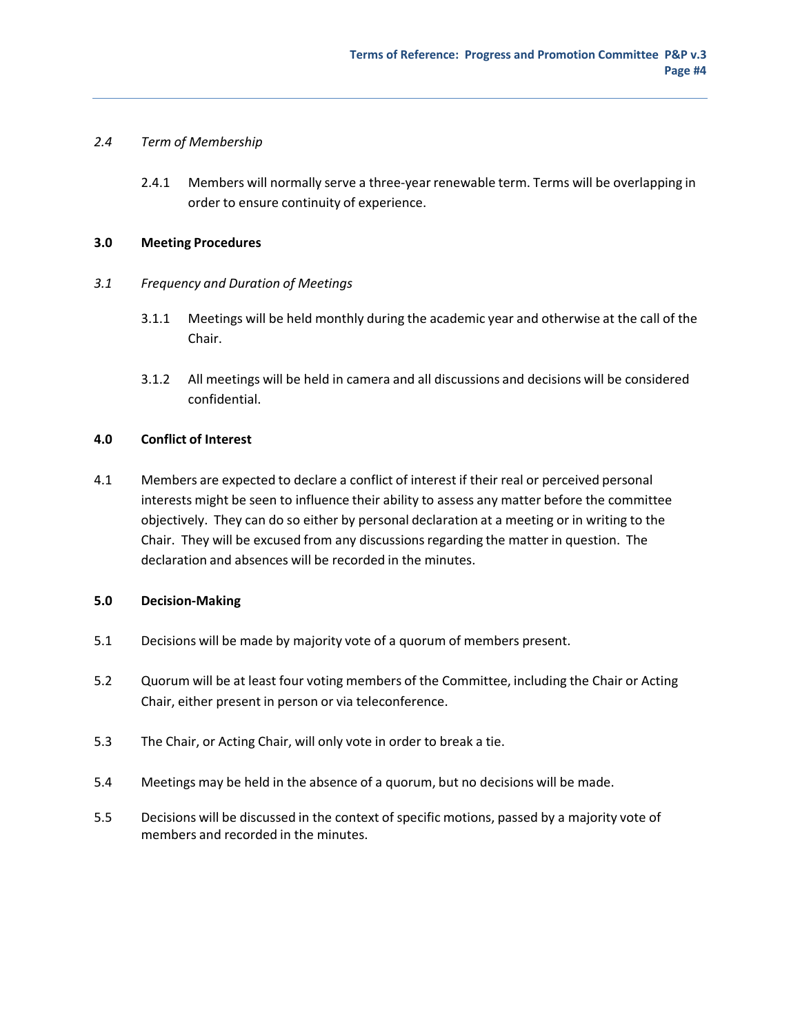*2.4 Term of Membership*

2.4.1 Members will normally serve a three-year renewable term. Terms will be overlapping in order to ensure continuity of experience.

## 3.0 Meeting Procedures

*3.1 Frequency and Duration of Meetings*

3.1.1 Meetings will be held monthly during the academic year and otherwise at the call of the Chair.

3.1.2 All meetings will be held in camera and all discussions and decisions will be considered confidential.

## 4.0 Conflict of Interest

4.1 Members are expected to declare a conflict of interest if their real or perceived personal interests might be seen to influence their ability to assess any matter before the committee objectively. They can do so either by personal declaration at a meeting or in writing to the Chair. They will be excused from any discussions regarding the matter in question. The declaration and absences will be recorded in the minutes.

## 5.0 Decision-Making

5.1 Decisions will be made by majority vote of a quorum of members present.

5.2 Quorum will be at least four voting members of the Committee, including the Chair or Acting Chair, either present in person or via teleconference.

5.3 The Chair, or Acting Chair, will only vote in order to break a tie.

5.4 Meetings may be held in the absence of a quorum, but no decisions will be made.

5.5 Decisions will be discussed in the context of specific motions, passed by a majority vote of members and recorded in the minutes.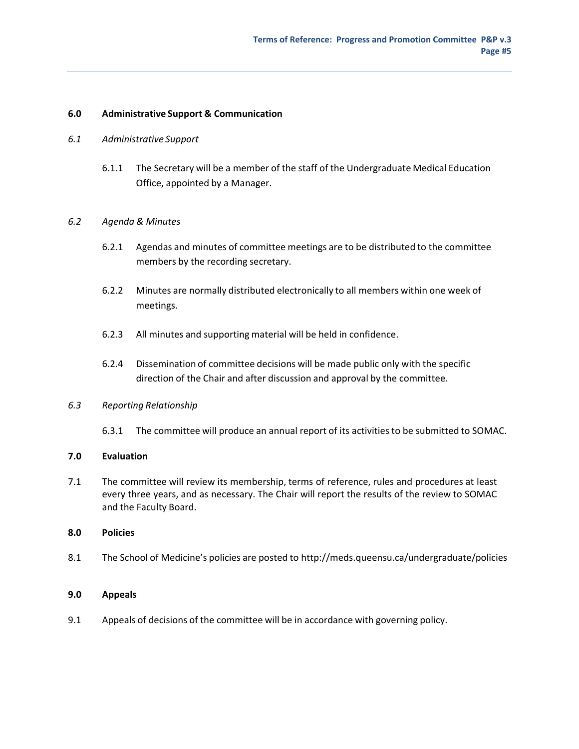## 6.0 Administrative Support & Communication

### *6.1 Administrative Support*

6.1.1 The Secretary will be a member of the staff of the Undergraduate Medical Education Office, appointed by a Manager.

### *6.2 Agenda & Minutes*

6.2.1 Agendas and minutes of committee meetings are to be distributed to the committee members by the recording secretary.

6.2.2 Minutes are normally distributed electronically to all members within one week of meetings.

6.2.3 All minutes and supporting material will be held in confidence.

6.2.4 Dissemination of committee decisions will be made public only with the specific direction of the Chair and after discussion and approval by the committee.

### *6.3 Reporting Relationship*

6.3.1 The committee will produce an annual report of its activities to be submitted to SOMAC.

## 7.0 Evaluation

7.1 The committee will review its membership, terms of reference, rules and procedures at least every three years, and as necessary. The Chair will report the results of the review to SOMAC and the Faculty Board.

## 8.0 Policies

8.1 The School of Medicine's policies are posted to http://meds.queensu.ca/undergraduate/policies

## 9.0 Appeals

9.1 Appeals of decisions of the committee will be in accordance with governing policy.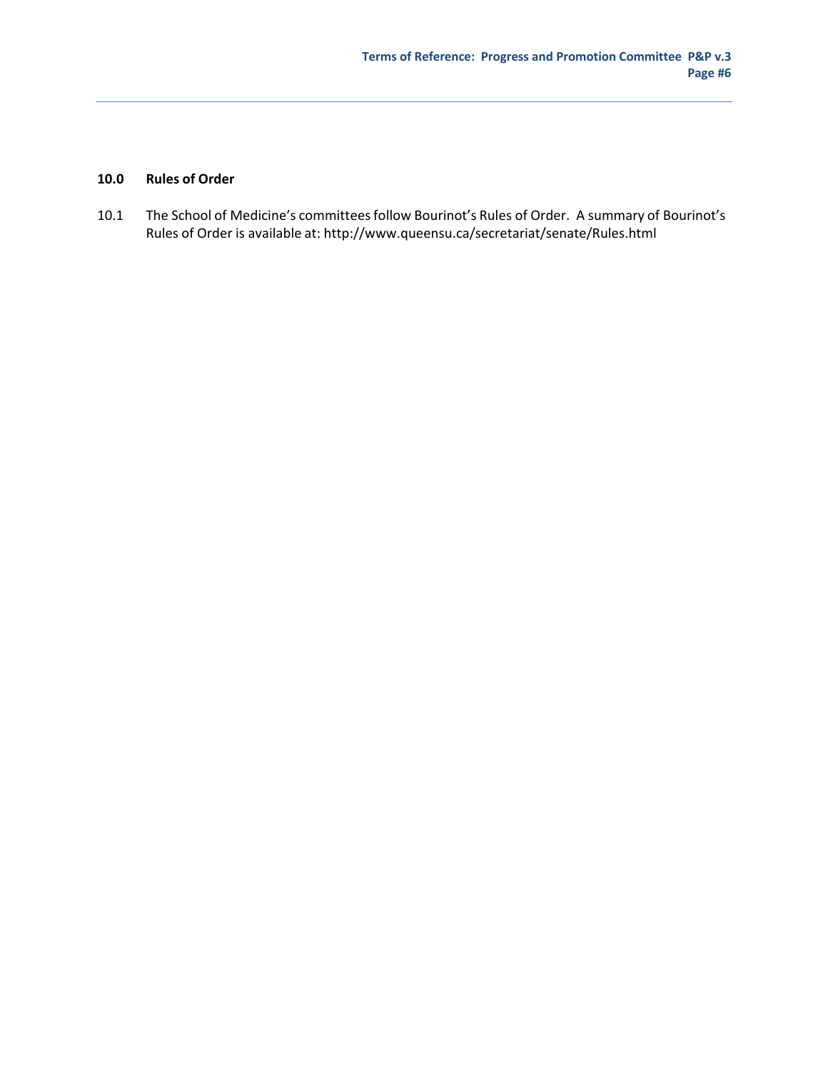## 10.0 Rules of Order

10.1 The School of Medicine's committees follow Bourinot's Rules of Order. A summary of Bourinot's Rules of Order is available at: http://www.queensu.ca/secretariat/senate/Rules.html